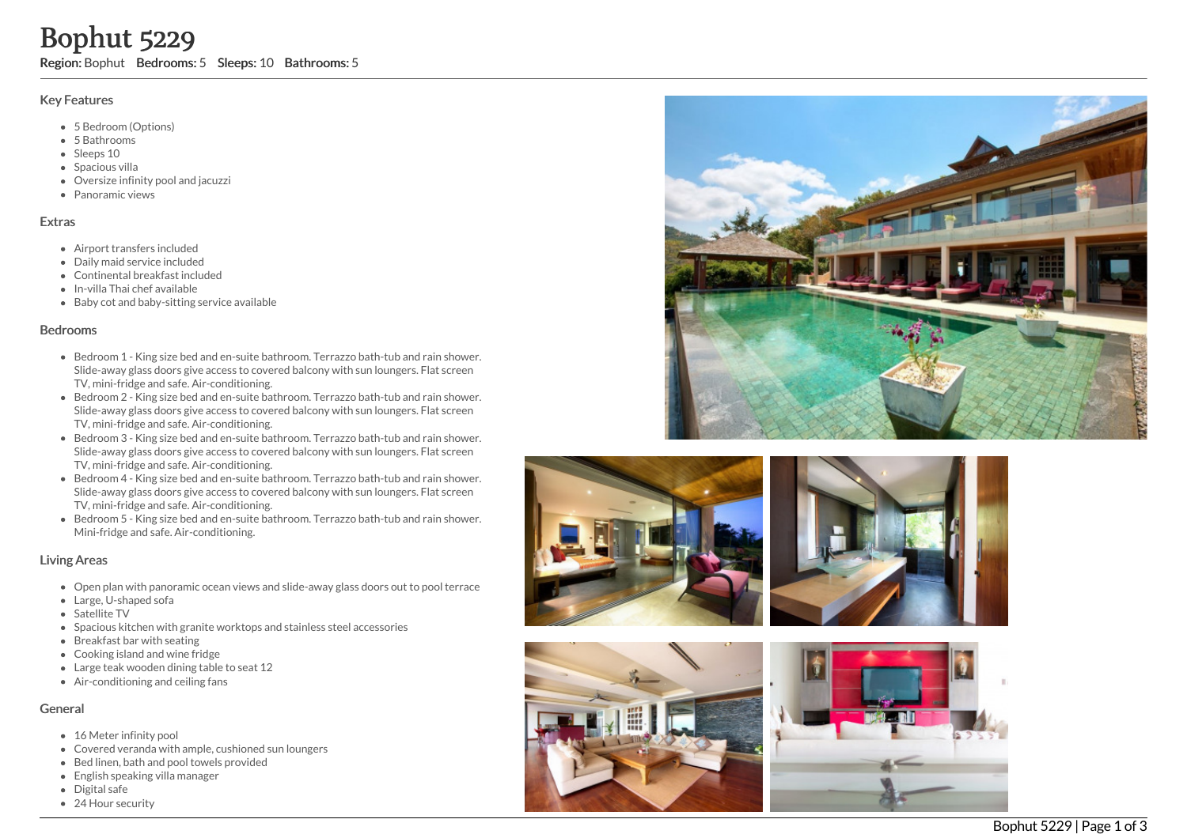# Bophut 5229

**Region:** Bophut **Bedrooms:** 5 **Sleeps:** 10 **Bathrooms:** 5

## Key Features

- 5 Bedroom (Options)
- 5 Bathrooms
- Sleeps 10
- Spacious villa
- Oversize infinity pool and jacuzzi
- Panoramic views

## Extras

- Airport transfers included
- Daily maid service included
- Continental breakfast included
- In-villa Thai chef available
- Baby cot and baby-sitting service available

## Bedrooms

- Bedroom 1 - King size bed and en-suite bathroom. Terrazzo bath-tub and rain shower. Slide-away glass doors give access to covered balcony with sun loungers. Flat screen TV, mini-fridge and safe. Air-conditioning.
- Bedroom 2 - King size bed and en-suite bathroom. Terrazzo bath-tub and rain shower. Slide-away glass doors give access to covered balcony with sun loungers. Flat screen TV, mini-fridge and safe. Air-conditioning.
- Bedroom 3 - King size bed and en-suite bathroom. Terrazzo bath-tub and rain shower. Slide-away glass doors give access to covered balcony with sun loungers. Flat screen TV, mini-fridge and safe. Air-conditioning.
- Bedroom 4 - King size bed and en-suite bathroom. Terrazzo bath-tub and rain shower. Slide-away glass doors give access to covered balcony with sun loungers. Flat screen TV, mini-fridge and safe. Air-conditioning.
- Bedroom 5 - King size bed and en-suite bathroom. Terrazzo bath-tub and rain shower. Mini-fridge and safe. Air-conditioning.

## Living Areas

- Open plan with panoramic ocean views and slide-away glass doors out to pool terrace
- Large, U-shaped sofa
- Satellite TV
- Spacious kitchen with granite worktops and stainless steel accessories
- Breakfast bar with seating
- Cooking island and wine fridge
- Large teak wooden dining table to seat 12
- Air-conditioning and ceiling fans

## General

- 16 Meter infinity pool
- Covered veranda with ample, cushioned sun loungers
- Bed linen, bath and pool towels provided
- English speaking villa manager
- Digital safe
- 24 Hour security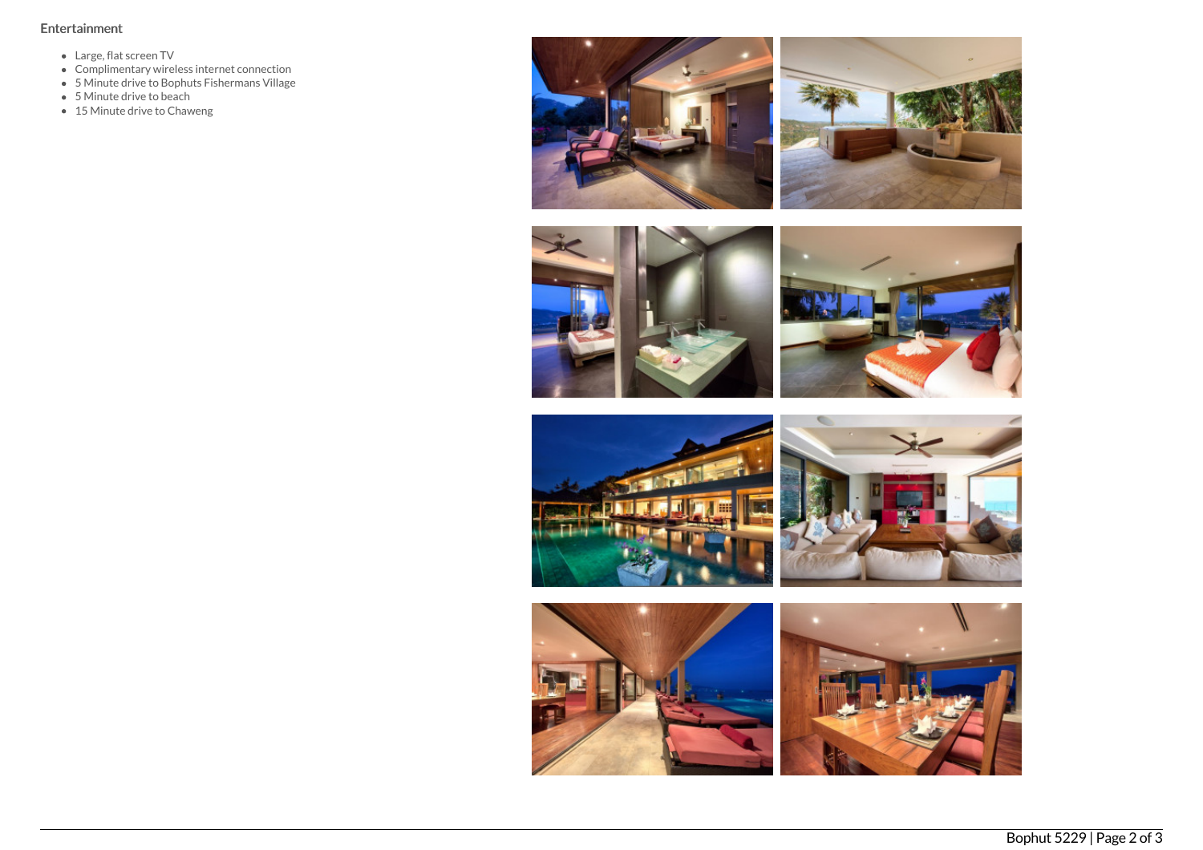Entertainment

- Large, flat screen TV
- Complimentary wireless internet connection
- 5 Minute drive to Bophuts Fishermans Village
- 5 Minute drive to beach
- 15 Minute drive to Chaweng